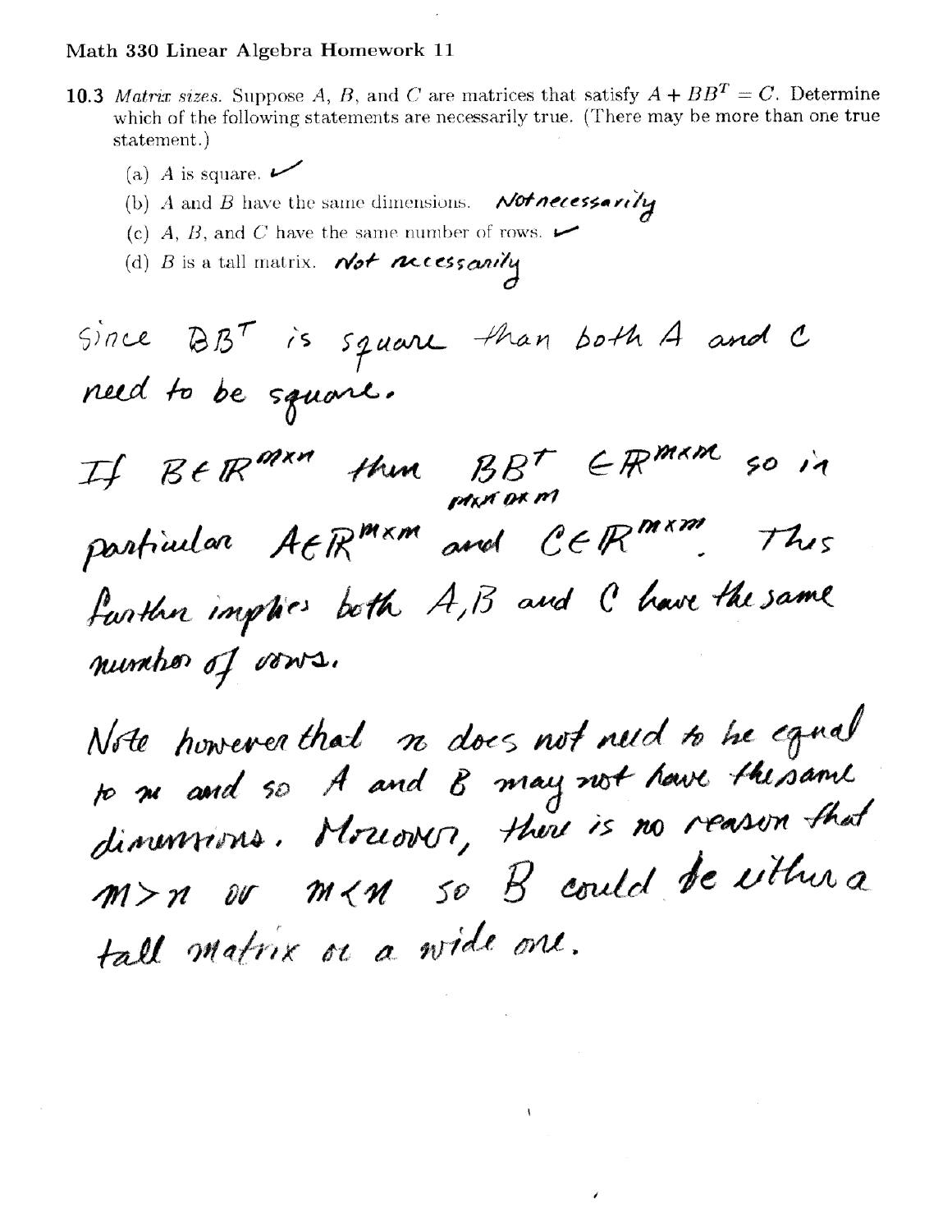**Math 330 Linear Algebra Homework 11**

**10.3** *Matrix sizes.* Suppose $A$, $B$, and $C$ are matrices that satisfy $A + BB^T = C$. Determine which of the following statements are necessarily true. (There may be more than one true statement.)

(a) $A$ is square. ✓

(b) $A$ and $B$ have the same dimensions. *Not necessarily*

(c) $A$, $B$, and $C$ have the same number of rows. ✓

(d) $B$ is a tall matrix. *Not necessarily*

Since $BB^T$ is square than both $A$ and $C$ need to be square.

If $B \in \mathbb{R}^{m \times n}$ then $BB^T \in \mathbb{R}^{m \times m}$ ($m \times n$ $n \times m$) so in particular $A \in \mathbb{R}^{m \times m}$ and $C \in \mathbb{R}^{m \times m}$. This further implies both $A$, $B$ and $C$ have the same number of rows.

Note however that $n$ does not need to be equal to $m$ and so $A$ and $B$ may not have the same dimensions. Moreover, there is no reason that $m > n$ or $m < n$ so $B$ could be either a tall matrix or a wide one.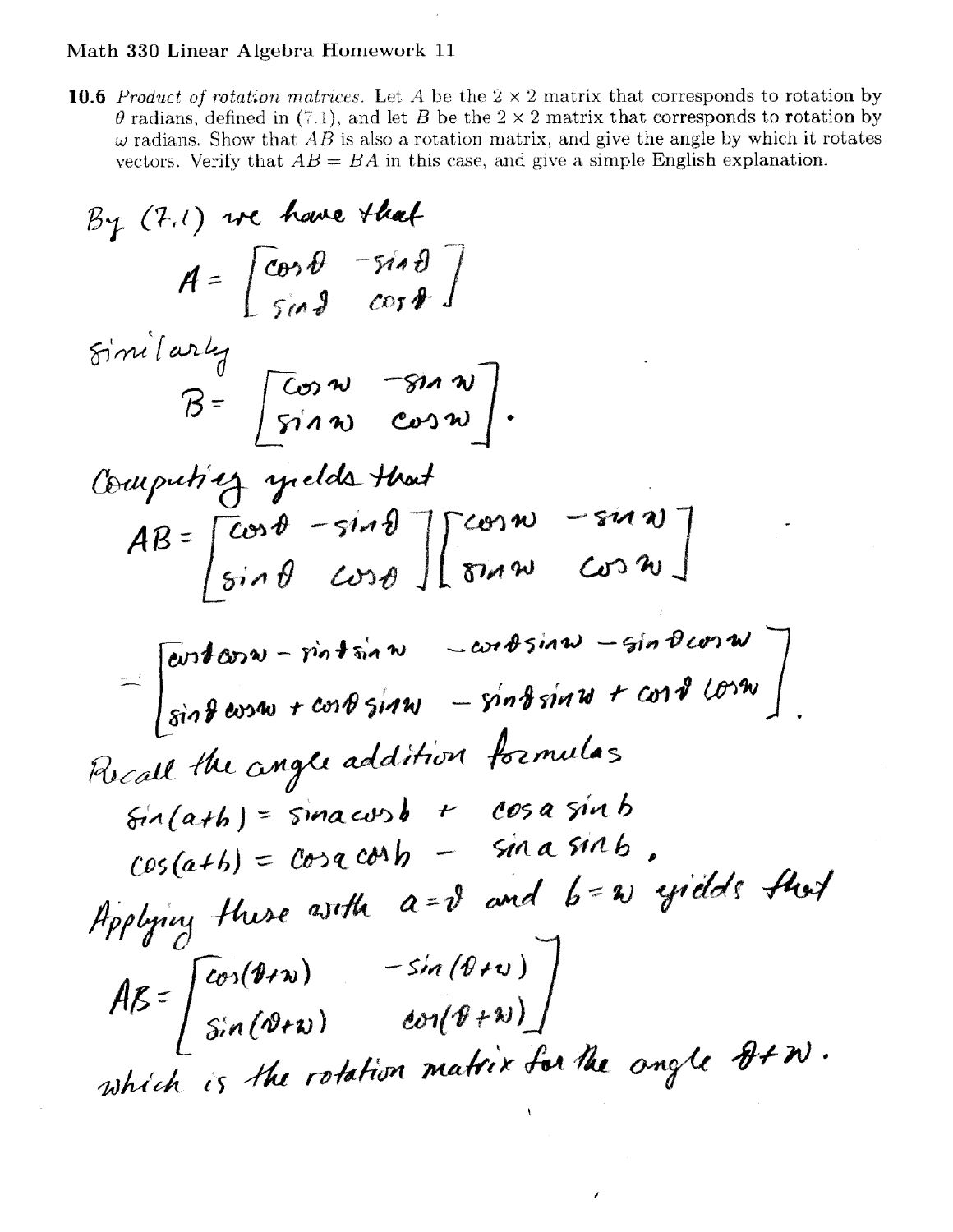Math 330 Linear Algebra Homework 11

**10.6** *Product of rotation matrices.* Let $A$ be the $2 \times 2$ matrix that corresponds to rotation by $\theta$ radians, defined in (7.1), and let $B$ be the $2 \times 2$ matrix that corresponds to rotation by $\omega$ radians. Show that $AB$ is also a rotation matrix, and give the angle by which it rotates vectors. Verify that $AB = BA$ in this case, and give a simple English explanation.

By (7.1) we have that

$$A = \begin{bmatrix} \cos\theta & -\sin\theta \\ \sin\theta & \cos\theta \end{bmatrix}$$

Similarly

$$B = \begin{bmatrix} \cos w & -\sin w \\ \sin w & \cos w \end{bmatrix}.$$

Computing yields that

$$AB = \begin{bmatrix} \cos\theta & -\sin\theta \\ \sin\theta & \cos\theta \end{bmatrix} \begin{bmatrix} \cos w & -\sin w \\ \sin w & \cos w \end{bmatrix}$$

$$= \begin{bmatrix} \cos\theta\cos w - \sin\theta\sin w & -\cos\theta\sin w - \sin\theta\cos w \\ \sin\theta\cos w + \cos\theta\sin w & -\sin\theta\sin w + \cos\theta\cos w \end{bmatrix}.$$

Recall the angle addition formulas

$$\sin(a+b) = \sin a\cos b + \cos a\sin b$$
$$\cos(a+b) = \cos a\cos b - \sin a\sin b.$$

Applying these with $a = \theta$ and $b = w$ yields that

$$AB = \begin{bmatrix} \cos(\theta+w) & -\sin(\theta+w) \\ \sin(\theta+w) & \cos(\theta+w) \end{bmatrix}$$

which is the rotation matrix for the angle $\theta + w$.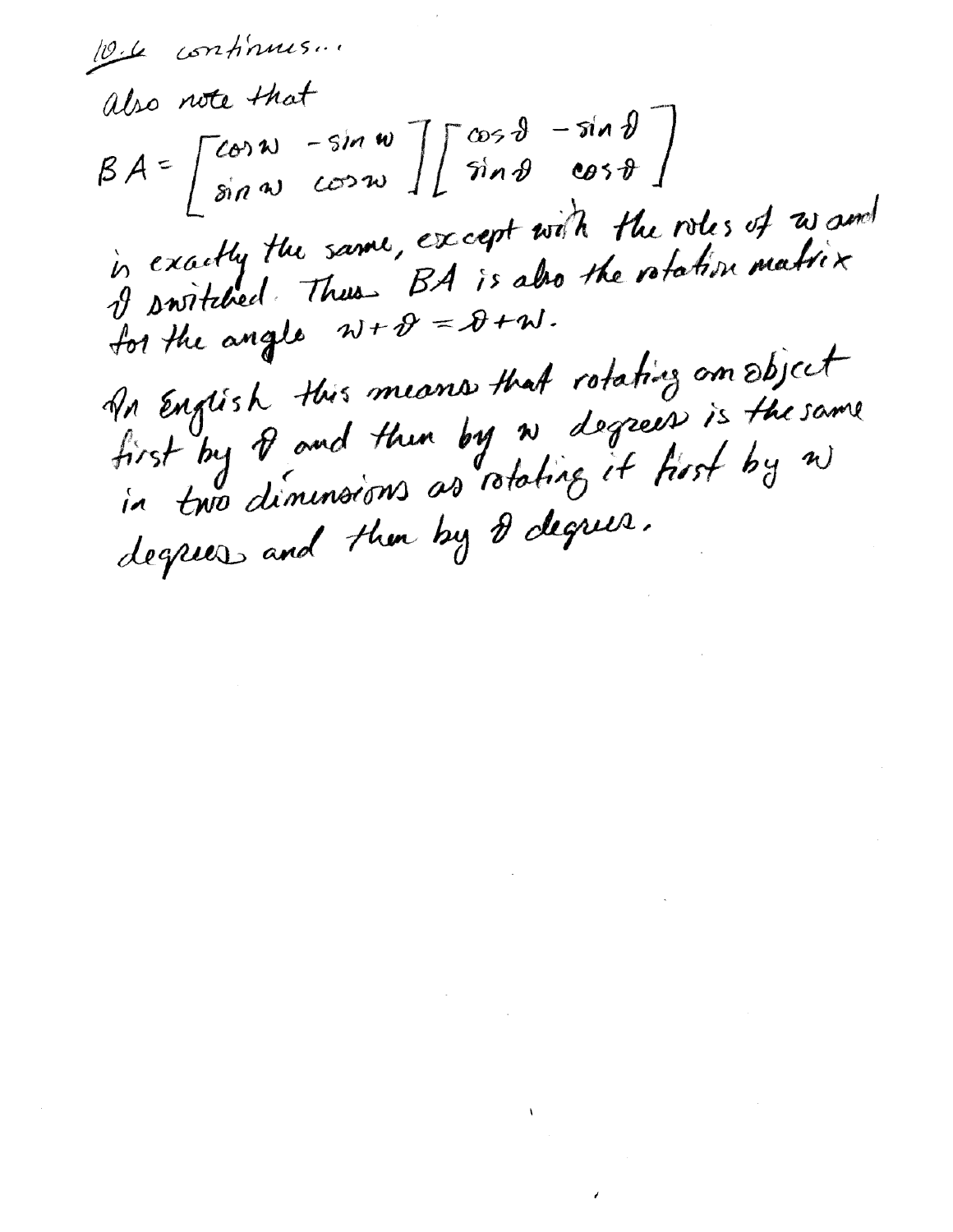10.6 continues...

also note that

$$BA = \begin{bmatrix} \cos w & -\sin w \\ \sin w & \cos w \end{bmatrix} \begin{bmatrix} \cos\theta & -\sin\theta \\ \sin\theta & \cos\theta \end{bmatrix}$$

is exactly the same, except with the roles of $w$ and $\theta$ switched. Thus $BA$ is also the rotation matrix for the angle $w + \theta = \theta + w$.

In English this means that rotating an object first by $\theta$ and then by $w$ degrees is the same in two dimensions as rotating it first by $w$ degrees and then by $\theta$ degrees.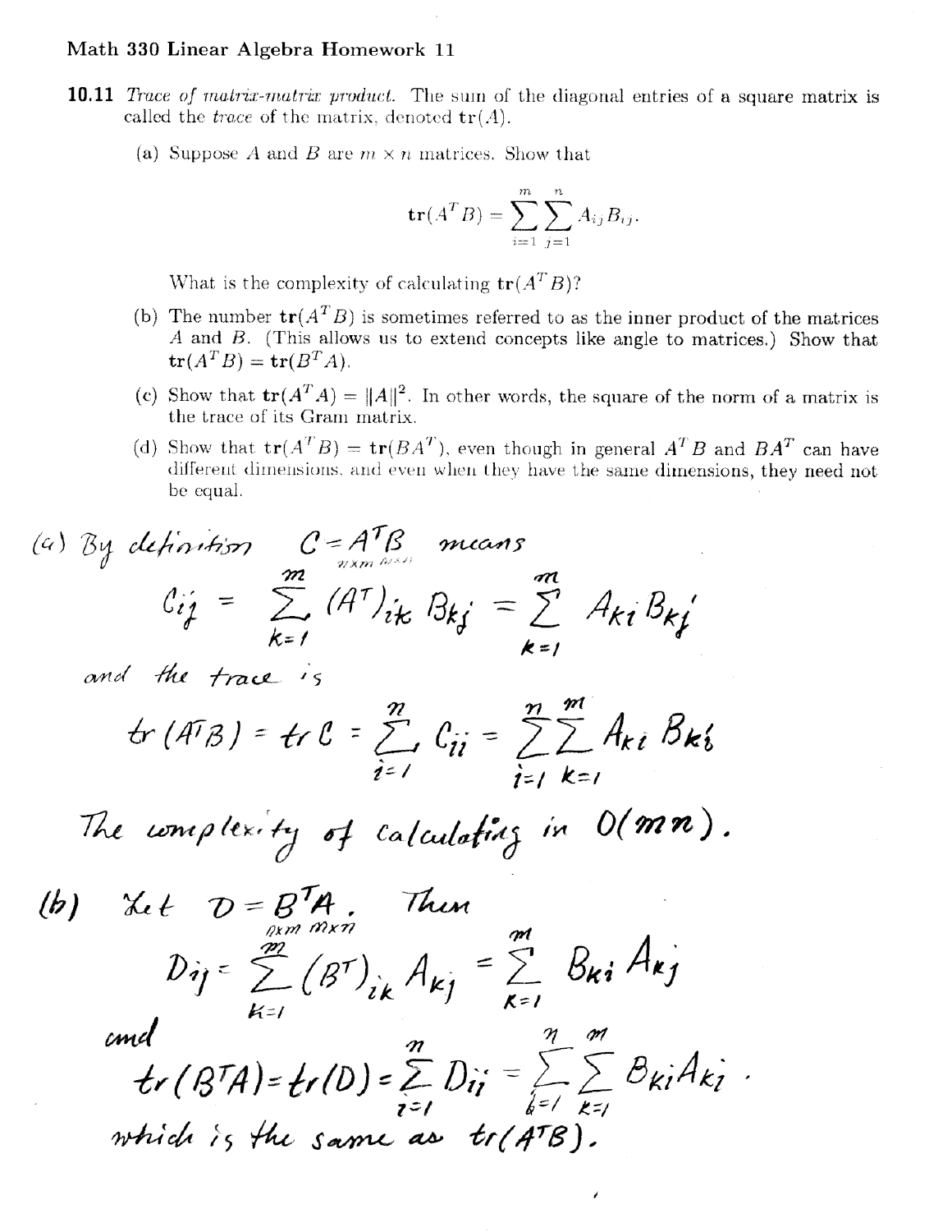**Math 330 Linear Algebra Homework 11**

**10.11** *Trace of matrix-matrix product.* The sum of the diagonal entries of a square matrix is called the *trace* of the matrix, denoted $\mathbf{tr}(A)$.

(a) Suppose $A$ and $B$ are $m \times n$ matrices. Show that

$$\mathbf{tr}(A^T B) = \sum_{i=1}^{m} \sum_{j=1}^{n} A_{ij} B_{ij}.$$

What is the complexity of calculating $\mathbf{tr}(A^T B)$?

(b) The number $\mathbf{tr}(A^T B)$ is sometimes referred to as the inner product of the matrices $A$ and $B$. (This allows us to extend concepts like angle to matrices.) Show that $\mathbf{tr}(A^T B) = \mathbf{tr}(B^T A)$.

(c) Show that $\mathbf{tr}(A^T A) = \|A\|^2$. In other words, the square of the norm of a matrix is the trace of its Gram matrix.

(d) Show that $\mathbf{tr}(A^T B) = \mathbf{tr}(BA^T)$, even though in general $A^T B$ and $BA^T$ can have different dimensions, and even when they have the same dimensions, they need not be equal.

(a) By definition $\underset{n\times m \;\; m\times n}{C = A^T B}$ means

$$C_{ij} = \sum_{k=1}^{m} (A^T)_{ik} B_{kj} = \sum_{k=1}^{m} A_{ki} B_{kj}$$

and the trace is

$$tr(A^T B) = tr\, C = \sum_{i=1}^{n} C_{ii} = \sum_{i=1}^{n} \sum_{k=1}^{m} A_{ki} B_{ki}$$

The complexity of calculating is $O(mn)$.

(b) Let $\underset{n\times m \;\; m\times n}{D = B^T A}$. Then

$$D_{ij} = \sum_{k=1}^{m} (B^T)_{ik} A_{kj} = \sum_{k=1}^{m} B_{ki} A_{kj}$$

and

$$tr(B^T A) = tr(D) = \sum_{i=1}^{n} D_{ii} = \sum_{i=1}^{n} \sum_{k=1}^{m} B_{ki} A_{ki}.$$

which is the same as $tr(A^T B)$.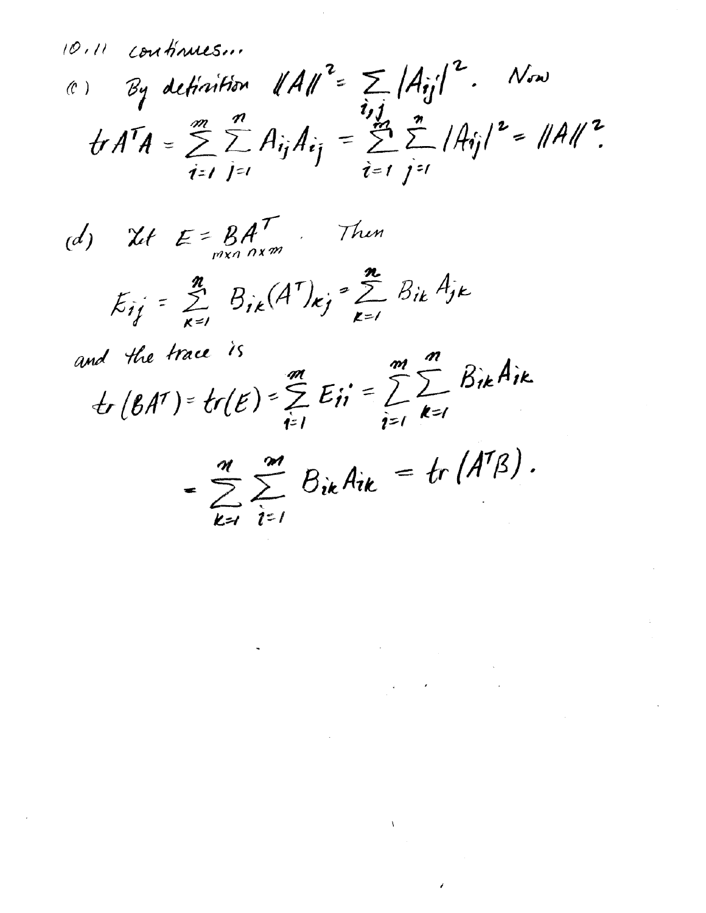10.11 continues...

(c) By definition $\|A\|^2 = \sum_{i,j} |A_{ij}|^2$. Now

$$tr\, A^T A = \sum_{i=1}^{m} \sum_{j=1}^{n} A_{ij} A_{ij} = \sum_{i=1}^{m} \sum_{j=1}^{n} |A_{ij}|^2 = \|A\|^2.$$

(d) Let $\underset{m \times n}{E} = \underset{n \times m}{B A^T}$. Then

$$E_{ij} = \sum_{k=1}^{n} B_{ik} (A^T)_{kj} = \sum_{k=1}^{n} B_{ik} A_{jk}$$

and the trace is

$$tr(BA^T) = tr(E) = \sum_{i=1}^{m} E_{ii} = \sum_{i=1}^{m} \sum_{k=1}^{n} B_{ik} A_{ik}$$

$$= \sum_{k=1}^{n} \sum_{i=1}^{m} B_{ik} A_{ik} = tr(A^T B).$$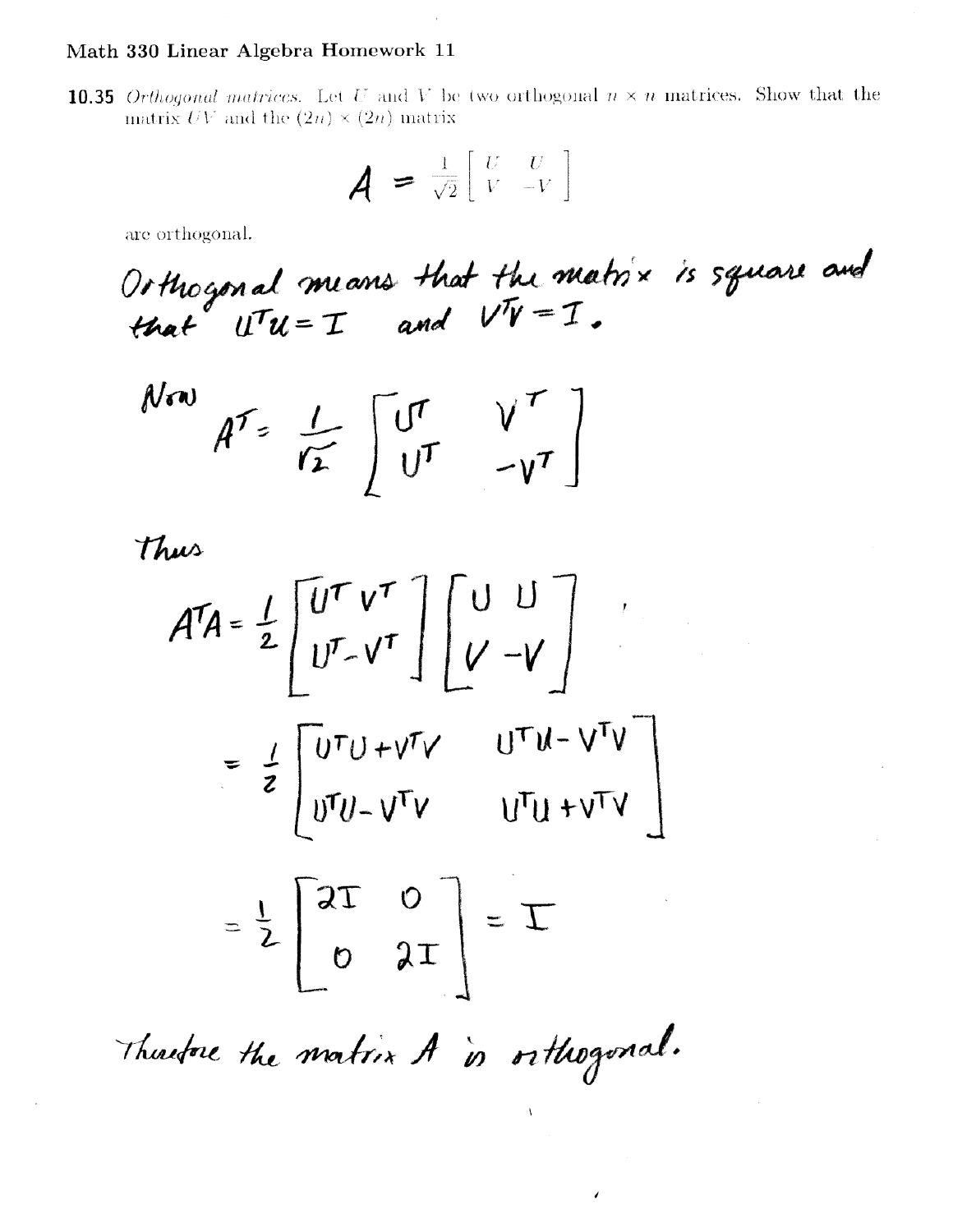# Math 330 Linear Algebra Homework 11

**10.35** *Orthogonal matrices.* Let $U$ and $V$ be two orthogonal $n \times n$ matrices. Show that the matrix $UV$ and the $(2n) \times (2n)$ matrix

$$A = \frac{1}{\sqrt{2}} \begin{bmatrix} U & U \\ V & -V \end{bmatrix}$$

are orthogonal.

Orthogonal means that the matrix is square and that $U^T U = I$ and $V^T V = I$.

Now

$$A^T = \frac{1}{\sqrt{2}} \begin{bmatrix} U^T & V^T \\ U^T & -V^T \end{bmatrix}$$

Thus

$$A^T A = \frac{1}{2} \begin{bmatrix} U^T & V^T \\ U^T & -V^T \end{bmatrix} \begin{bmatrix} U & U \\ V & -V \end{bmatrix},$$

$$= \frac{1}{2} \begin{bmatrix} U^T U + V^T V & U^T U - V^T V \\ U^T U - V^T V & U^T U + V^T V \end{bmatrix}$$

$$= \frac{1}{2} \begin{bmatrix} 2I & 0 \\ 0 & 2I \end{bmatrix} = I$$

Therefore the matrix $A$ is orthogonal.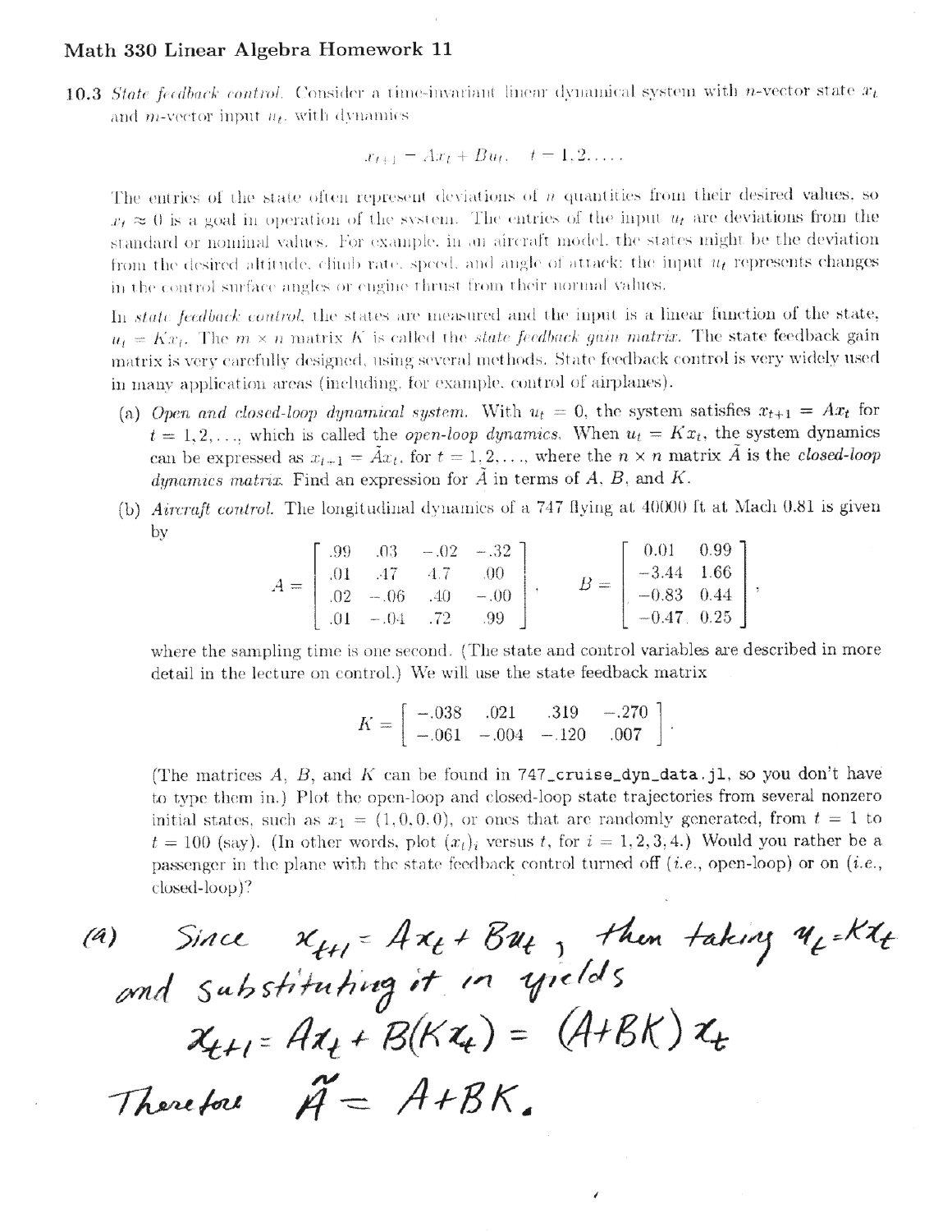# Math 330 Linear Algebra Homework 11

**10.3** *State feedback control.* Consider a time-invariant linear dynamical system with $n$-vector state $x_t$ and $m$-vector input $u_t$, with dynamics

$$x_{t+1} = Ax_t + Bu_t, \quad t = 1, 2, \ldots.$$

The entries of the state often represent deviations of $n$ quantities from their desired values, so $x_t \approx 0$ is a goal in operation of the system. The entries of the input $u_t$ are deviations from the standard or nominal values. For example, in an aircraft model, the states might be the deviation from the desired altitude, climb rate, speed, and angle of attack; the input $u_t$ represents changes in the control surface angles or engine thrust from their normal values.

In *state feedback control*, the states are measured and the input is a linear function of the state, $u_t = Kx_t$. The $m \times n$ matrix $K$ is called the *state feedback gain matrix*. The state feedback gain matrix is very carefully designed, using several methods. State feedback control is very widely used in many application areas (including, for example, control of airplanes).

(a) *Open and closed-loop dynamical system.* With $u_t = 0$, the system satisfies $x_{t+1} = Ax_t$ for $t = 1, 2, \ldots$, which is called the *open-loop dynamics*. When $u_t = Kx_t$, the system dynamics can be expressed as $x_{t+1} = \tilde{A}x_t$, for $t = 1, 2, \ldots$, where the $n \times n$ matrix $\tilde{A}$ is the *closed-loop dynamics matrix*. Find an expression for $\tilde{A}$ in terms of $A$, $B$, and $K$.

(b) *Aircraft control.* The longitudinal dynamics of a 747 flying at 40000 ft at Mach 0.81 is given by

$$A = \begin{bmatrix} .99 & .03 & -.02 & -.32 \\ .01 & .47 & 4.7 & .00 \\ .02 & -.06 & .40 & -.00 \\ .01 & -.04 & .72 & .99 \end{bmatrix}, \qquad B = \begin{bmatrix} 0.01 & 0.99 \\ -3.44 & 1.66 \\ -0.83 & 0.44 \\ -0.47 & 0.25 \end{bmatrix},$$

where the sampling time is one second. (The state and control variables are described in more detail in the lecture on control.) We will use the state feedback matrix

$$K = \begin{bmatrix} -.038 & .021 & .319 & -.270 \\ -.061 & -.004 & -.120 & .007 \end{bmatrix}.$$

(The matrices $A$, $B$, and $K$ can be found in `747_cruise_dyn_data.jl`, so you don't have to type them in.) Plot the open-loop and closed-loop state trajectories from several nonzero initial states, such as $x_1 = (1, 0, 0, 0)$, or ones that are randomly generated, from $t = 1$ to $t = 100$ (say). (In other words, plot $(x_t)_i$ versus $t$, for $i = 1, 2, 3, 4$.) Would you rather be a passenger in the plane with the state feedback control turned off (*i.e.*, open-loop) or on (*i.e.*, closed-loop)?

(a) Since $x_{t+1} = Ax_t + Bu_t$, then taking $u_t = Kx_t$ and substituting it in yields

$$x_{t+1} = Ax_t + B(Kx_t) = (A+BK)x_t$$

Therefore $\tilde{A} = A + BK$.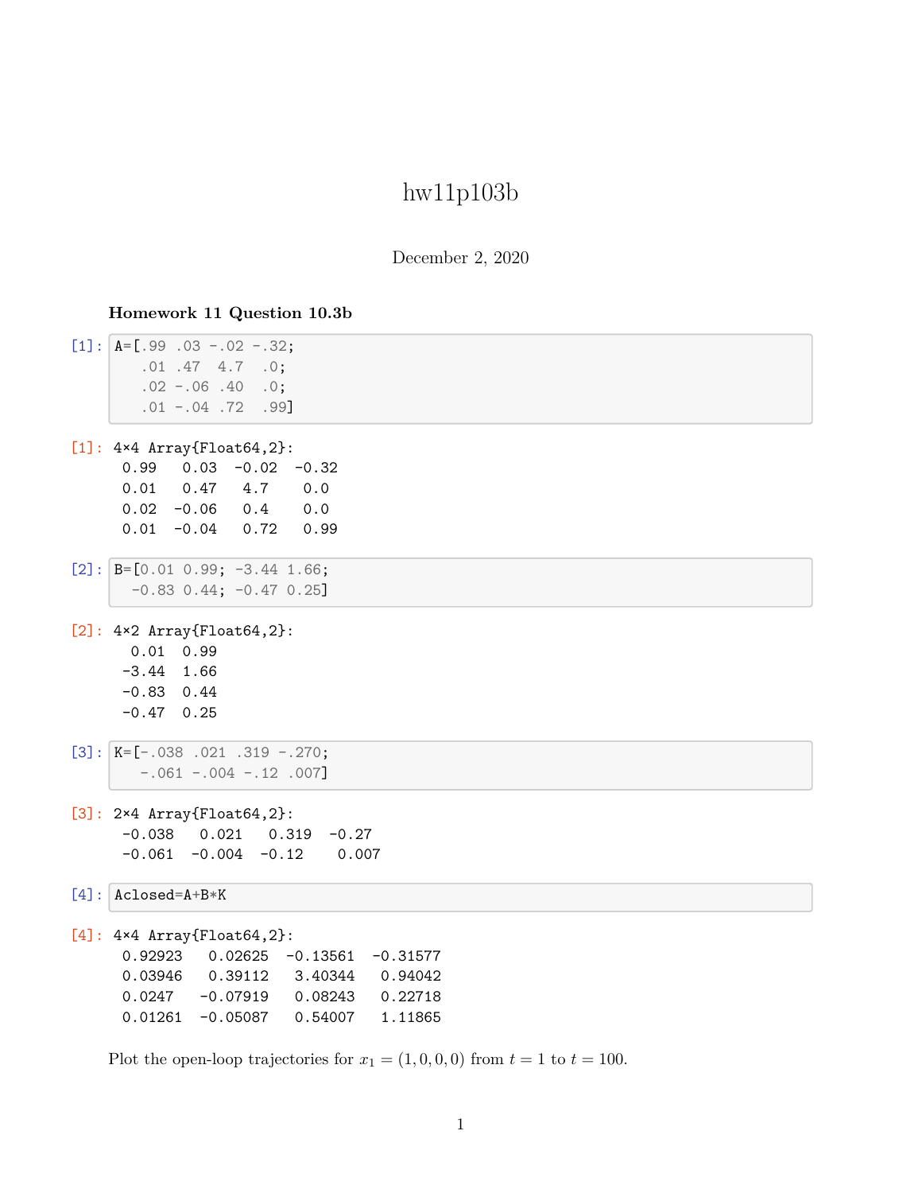# hw11p103b

December 2, 2020

**Homework 11 Question 10.3b**

[1]:
```
A=[.99 .03 -.02 -.32;
   .01 .47  4.7  .0;
   .02 -.06 .40  .0;
   .01 -.04 .72  .99]
```

[1]:
```
4×4 Array{Float64,2}:
 0.99   0.03  -0.02  -0.32
 0.01   0.47   4.7    0.0
 0.02  -0.06   0.4    0.0
 0.01  -0.04   0.72   0.99
```

[2]:
```
B=[0.01 0.99; -3.44 1.66;
  -0.83 0.44; -0.47 0.25]
```

[2]:
```
4×2 Array{Float64,2}:
  0.01  0.99
 -3.44  1.66
 -0.83  0.44
 -0.47  0.25
```

[3]:
```
K=[-.038 .021 .319 -.270;
   -.061 -.004 -.12 .007]
```

[3]:
```
2×4 Array{Float64,2}:
 -0.038   0.021   0.319  -0.27
 -0.061  -0.004  -0.12    0.007
```

[4]:
```
Aclosed=A+B*K
```

[4]:
```
4×4 Array{Float64,2}:
 0.92923   0.02625  -0.13561  -0.31577
 0.03946   0.39112   3.40344   0.94042
 0.0247   -0.07919   0.08243   0.22718
 0.01261  -0.05087   0.54007   1.11865
```

Plot the open-loop trajectories for $x_1 = (1, 0, 0, 0)$ from $t = 1$ to $t = 100$.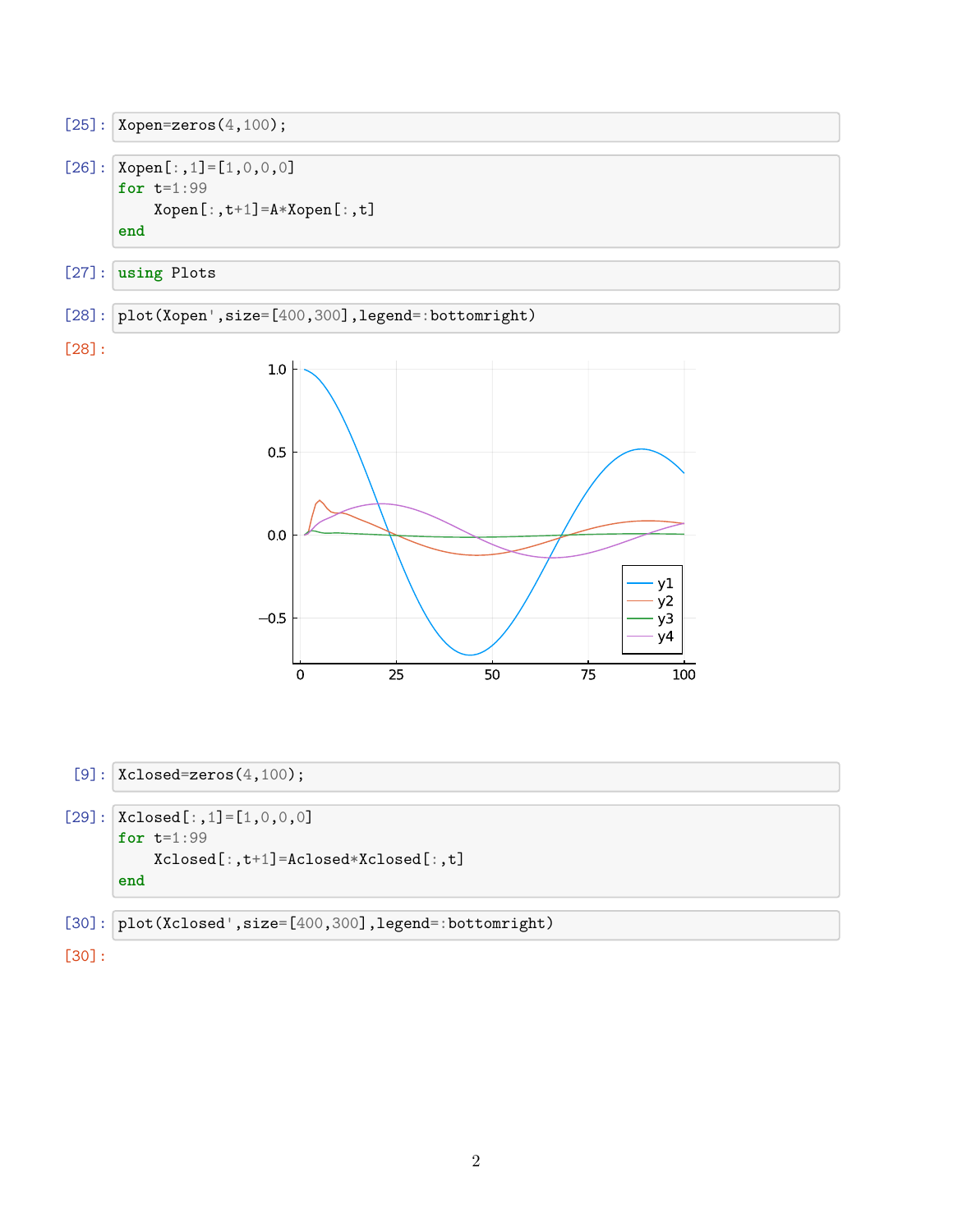[25]:
```
Xopen=zeros(4,100);
```

[26]:
```
Xopen[:,1]=[1,0,0,0]
for t=1:99
    Xopen[:,t+1]=A*Xopen[:,t]
end
```

[27]:
```
using Plots
```

[28]:
```
plot(Xopen',size=[400,300],legend=:bottomright)
```

[28]:

1.0
0.5
0.0
−0.5
0
25
50
75
100
y1
y2
y3
y4

[9]:
```
Xclosed=zeros(4,100);
```

[29]:
```
Xclosed[:,1]=[1,0,0,0]
for t=1:99
    Xclosed[:,t+1]=Aclosed*Xclosed[:,t]
end
```

[30]:
```
plot(Xclosed',size=[400,300],legend=:bottomright)
```

[30]: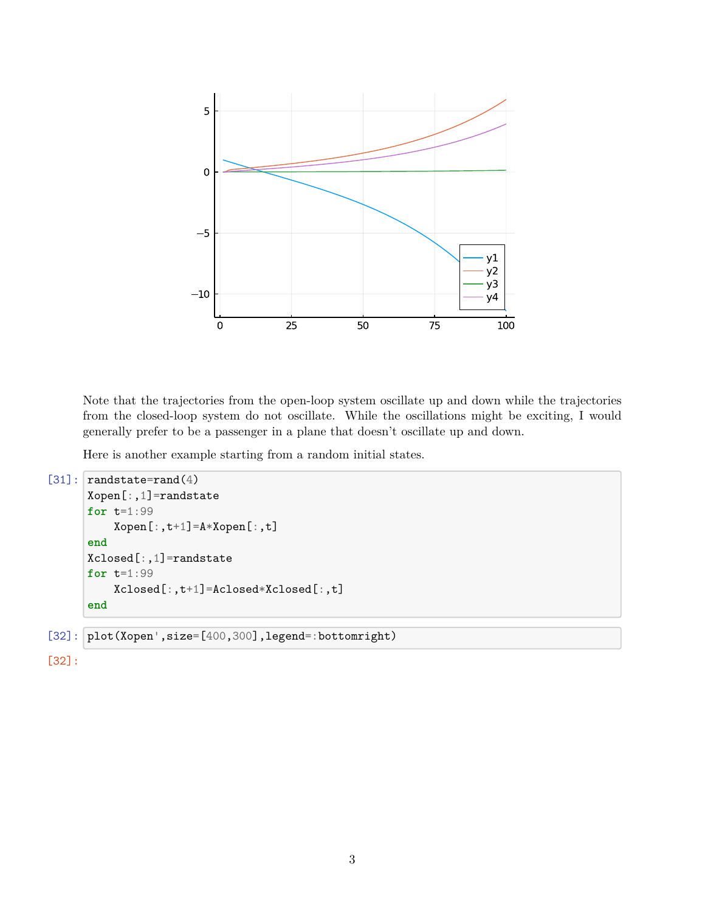5
0
−5
−10
0 25 50 75 100
y1
y2
y3
y4

Note that the trajectories from the open-loop system oscillate up and down while the trajectories from the closed-loop system do not oscillate. While the oscillations might be exciting, I would generally prefer to be a passenger in a plane that doesn't oscillate up and down.

Here is another example starting from a random initial states.

[31]:
```
randstate=rand(4)
Xopen[:,1]=randstate
for t=1:99
    Xopen[:,t+1]=A*Xopen[:,t]
end
Xclosed[:,1]=randstate
for t=1:99
    Xclosed[:,t+1]=Aclosed*Xclosed[:,t]
end
```

[32]:
```
plot(Xopen',size=[400,300],legend=:bottomright)
```

[32]: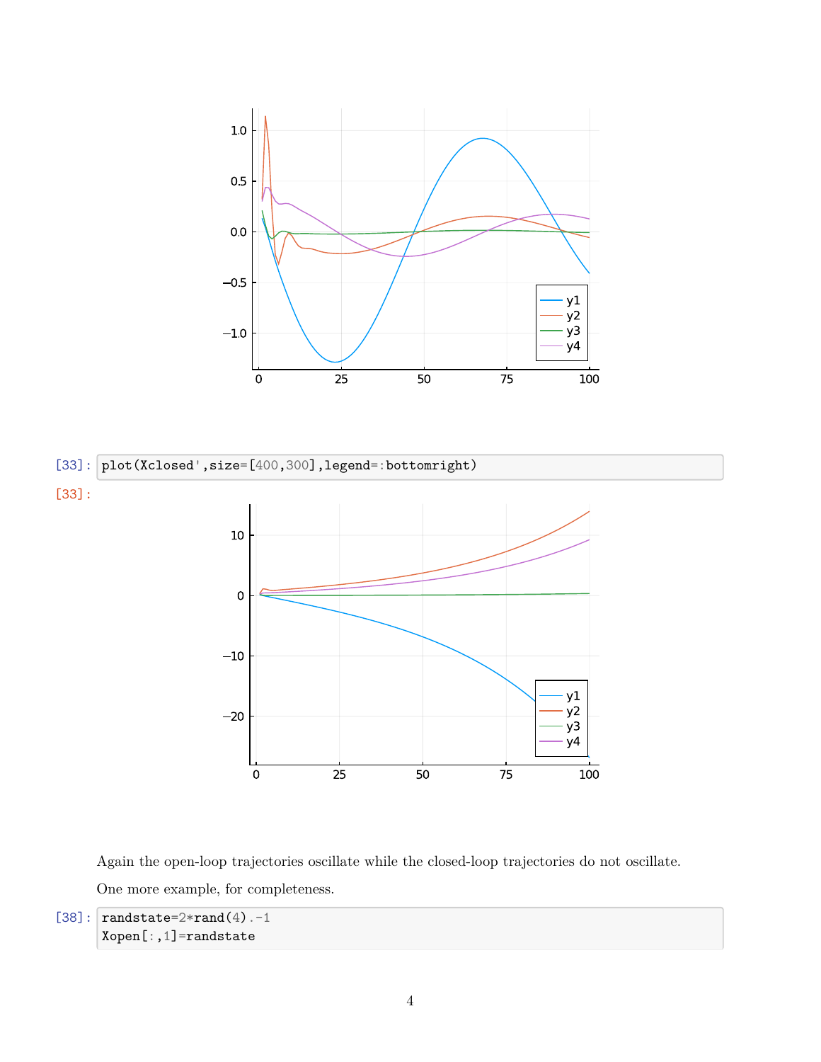1.0
0.5
0.0
−0.5
−1.0
0
25
50
75
100
y1
y2
y3
y4

[33]:
```
plot(Xclosed',size=[400,300],legend=:bottomright)
```

[33]:

10
0
−10
−20
0
25
50
75
100
y1
y2
y3
y4

Again the open-loop trajectories oscillate while the closed-loop trajectories do not oscillate.

One more example, for completeness.

[38]:
```
randstate=2*rand(4).-1
Xopen[:,1]=randstate
```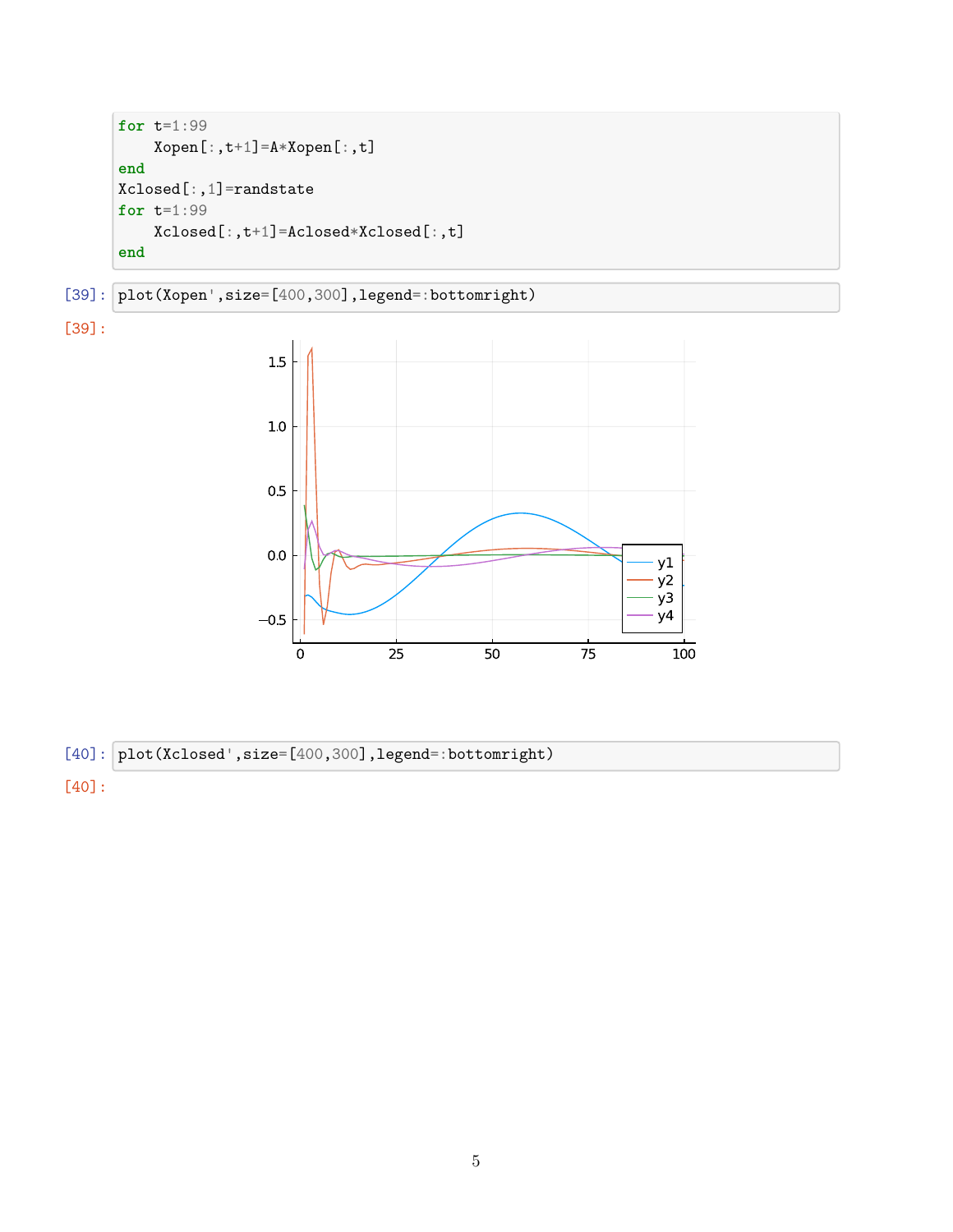```
for t=1:99
    Xopen[:,t+1]=A*Xopen[:,t]
end
Xclosed[:,1]=randstate
for t=1:99
    Xclosed[:,t+1]=Aclosed*Xclosed[:,t]
end
```

[39]:

```
plot(Xopen',size=[400,300],legend=:bottomright)
```

[39]:

1.5
1.0
0.5
0.0
−0.5
0
25
50
75
100
y1
y2
y3
y4

[40]:

```
plot(Xclosed',size=[400,300],legend=:bottomright)
```

[40]: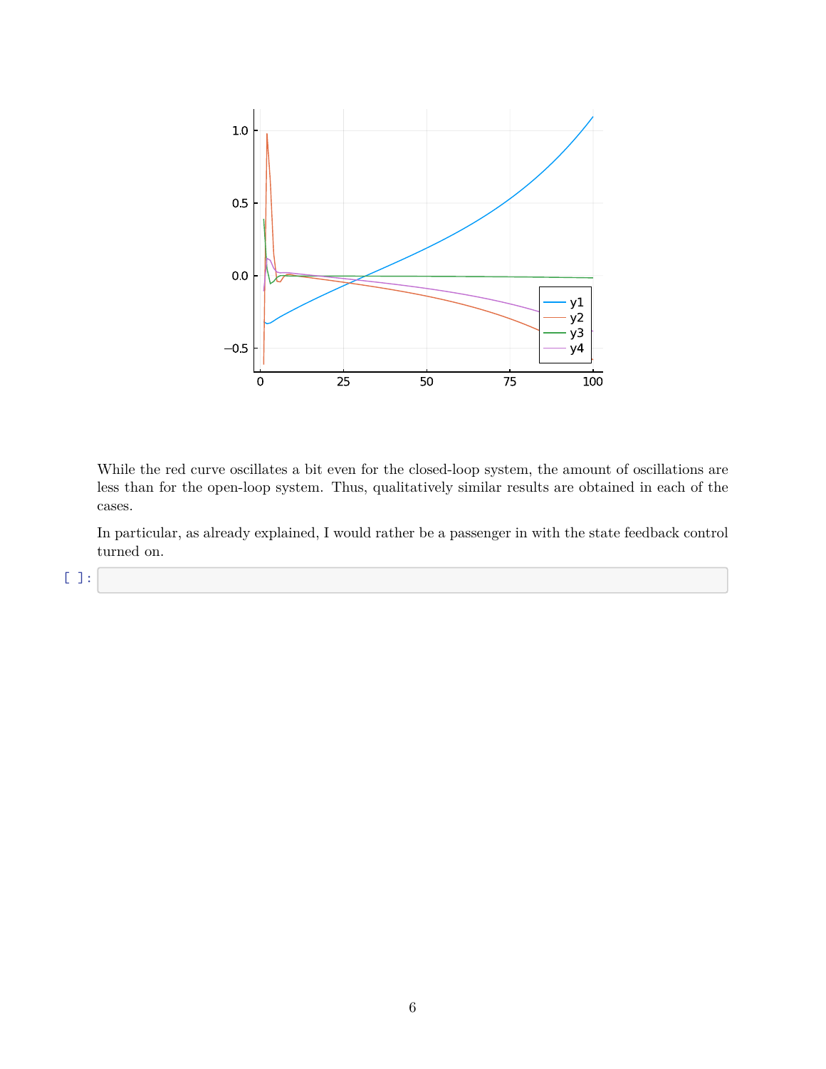1.0
0.5
0.0
−0.5
0
25
50
75
100
y1
y2
y3
y4

While the red curve oscillates a bit even for the closed-loop system, the amount of oscillations are less than for the open-loop system. Thus, qualitatively similar results are obtained in each of the cases.

In particular, as already explained, I would rather be a passenger in with the state feedback control turned on.

```
[ ]:
```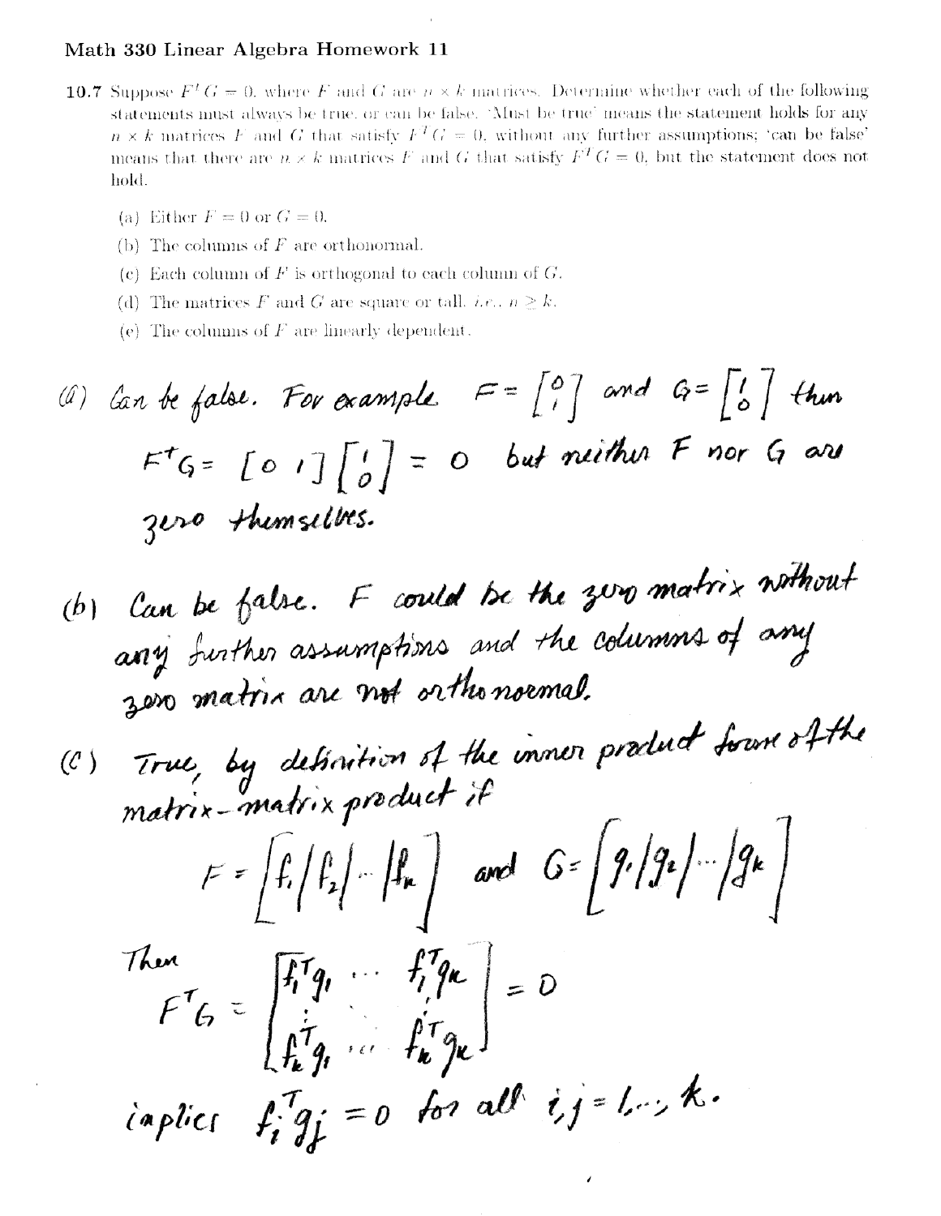Math 330 Linear Algebra Homework 11

**10.7** Suppose $F^T G = 0$, where $F$ and $G$ are $n \times k$ matrices. Determine whether each of the following statements must always be true, or can be false. 'Must be true' means the statement holds for any $n \times k$ matrices $F$ and $G$ that satisfy $F^T G = 0$, without any further assumptions; 'can be false' means that there are $n \times k$ matrices $F$ and $G$ that satisfy $F^T G = 0$, but the statement does not hold.

(a) Either $F = 0$ or $G = 0$.

(b) The columns of $F$ are orthonormal.

(c) Each column of $F$ is orthogonal to each column of $G$.

(d) The matrices $F$ and $G$ are square or tall, *i.e.*, $n \geq k$.

(e) The columns of $F$ are linearly dependent.

(a) Can be false. For example $F = \begin{bmatrix} 0 \\ 1 \end{bmatrix}$ and $G = \begin{bmatrix} 1 \\ 0 \end{bmatrix}$ then

$$F^T G = \begin{bmatrix} 0 & 1 \end{bmatrix} \begin{bmatrix} 1 \\ 0 \end{bmatrix} = 0$$

but neither $F$ nor $G$ are zero themselves.

(b) Can be false. $F$ could be the zero matrix without any further assumptions and the columns of any zero matrix are not orthonormal.

(c) True, by definition of the inner product form of the matrix-matrix product if

$$F = \begin{bmatrix} f_1 \,|\, f_2 \,|\, \cdots \,|\, f_k \end{bmatrix} \quad \text{and} \quad G = \begin{bmatrix} g_1 \,|\, g_2 \,|\, \cdots \,|\, g_k \end{bmatrix}$$

Then

$$F^T G = \begin{bmatrix} f_1^T g_1 & \cdots & f_1^T g_k \\ \vdots & & \vdots \\ f_k^T g_1 & \cdots & f_k^T g_k \end{bmatrix} = 0$$

implies $f_i^T g_j = 0$ for all $i, j = 1, \ldots, k$.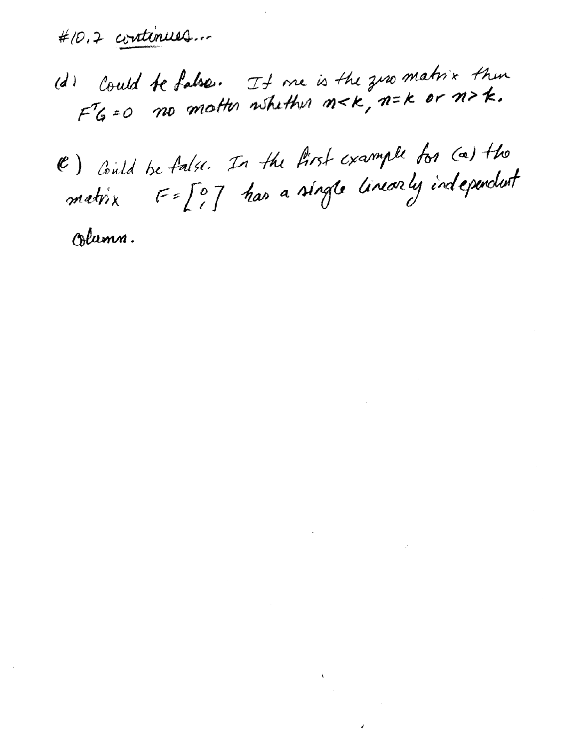#10.7 continues...

(d) Could be false. If me is the zero matrix then $F^T G = 0$ no matter whether $n < k$, $n = k$ or $n > k$.

(e) Could be false. In the first example for (a) the matrix $F = \begin{bmatrix} 0 \\ 1 \end{bmatrix}$ has a single linearly independent column.